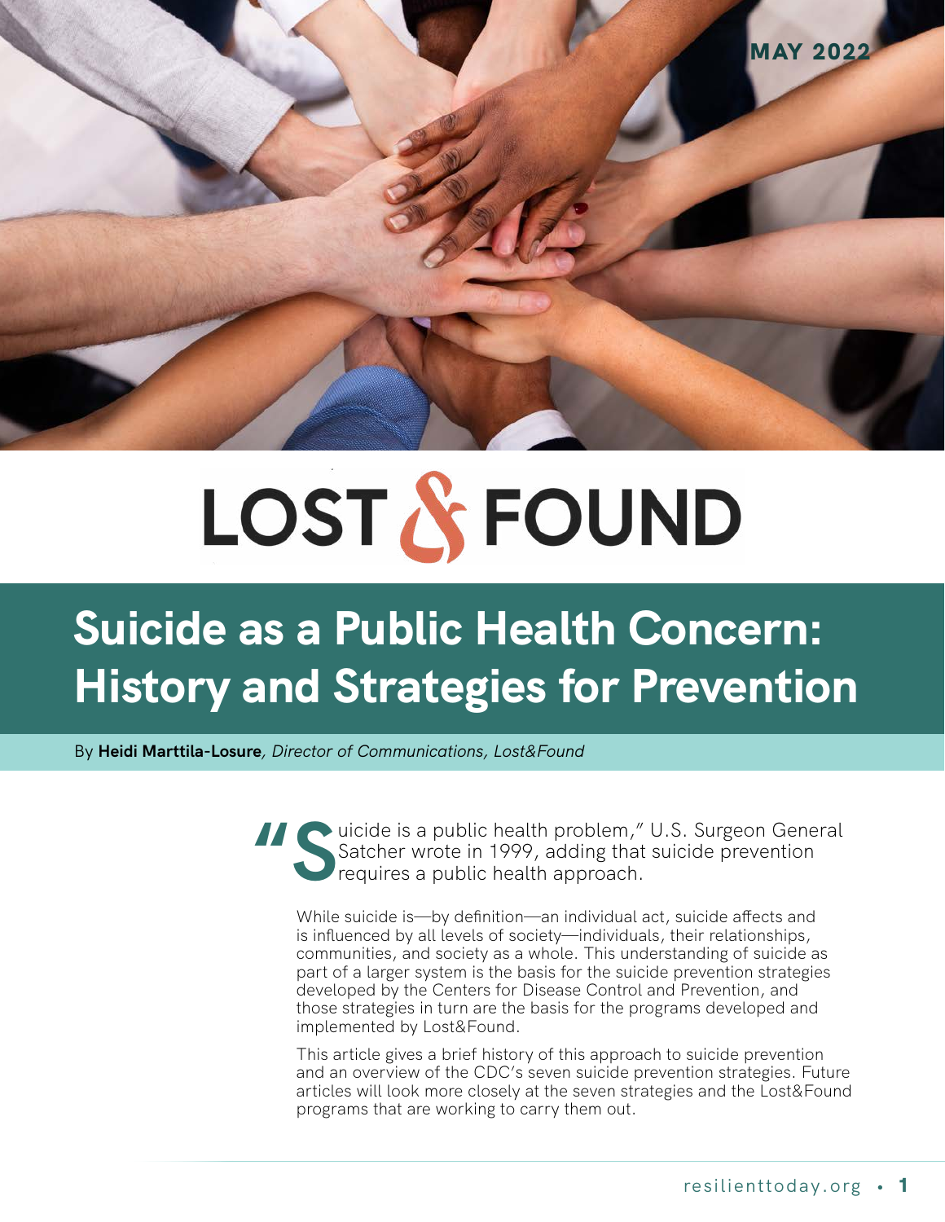MAY 2022

LOST & FOUND

# Suicide as a Public Health Concern: History and Strategies for Prevention

By **Heidi Marttila-Losure**, *Director of Communications, Lost&Found*

"Suicide is a public health problem," U.S. Surgeon General Satcher wrote in 1999, adding that suicide prevention requires a public health approach.

While suicide is—by definition—an individual act, suicide affects and is influenced by all levels of society—individuals, their relationships, communities, and society as a whole. This understanding of suicide as part of a larger system is the basis for the suicide prevention strategies developed by the Centers for Disease Control and Prevention, and those strategies in turn are the basis for the programs developed and implemented by Lost&Found.

This article gives a brief history of this approach to suicide prevention and an overview of the CDC's seven suicide prevention strategies. Future articles will look more closely at the seven strategies and the Lost&Found programs that are working to carry them out.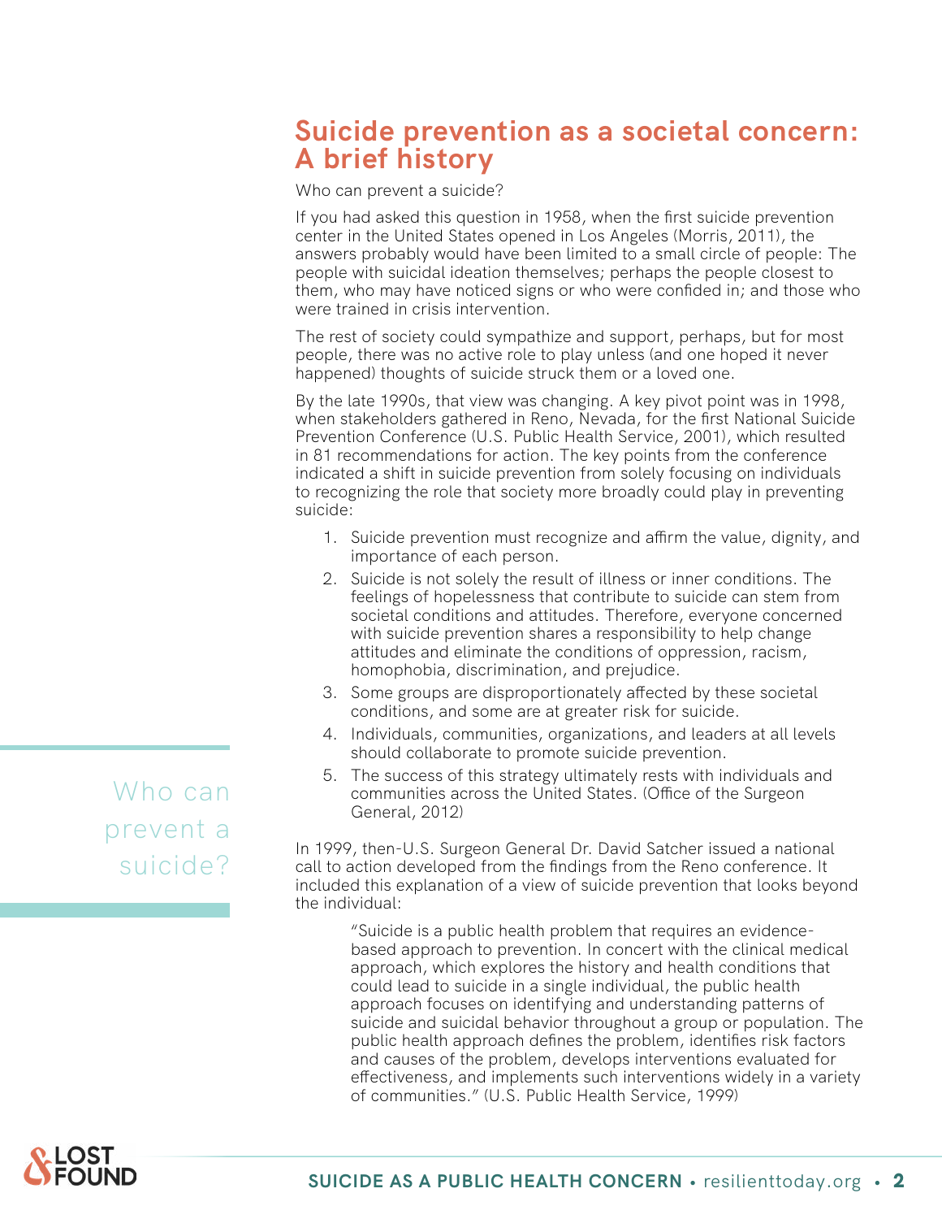## Suicide prevention as a societal concern: A brief history

Who can prevent a suicide?

If you had asked this question in 1958, when the first suicide prevention center in the United States opened in Los Angeles (Morris, 2011), the answers probably would have been limited to a small circle of people: The people with suicidal ideation themselves; perhaps the people closest to them, who may have noticed signs or who were confided in; and those who were trained in crisis intervention.

The rest of society could sympathize and support, perhaps, but for most people, there was no active role to play unless (and one hoped it never happened) thoughts of suicide struck them or a loved one.

By the late 1990s, that view was changing. A key pivot point was in 1998, when stakeholders gathered in Reno, Nevada, for the first National Suicide Prevention Conference (U.S. Public Health Service, 2001), which resulted in 81 recommendations for action. The key points from the conference indicated a shift in suicide prevention from solely focusing on individuals to recognizing the role that society more broadly could play in preventing suicide:

1. Suicide prevention must recognize and affirm the value, dignity, and importance of each person.
2. Suicide is not solely the result of illness or inner conditions. The feelings of hopelessness that contribute to suicide can stem from societal conditions and attitudes. Therefore, everyone concerned with suicide prevention shares a responsibility to help change attitudes and eliminate the conditions of oppression, racism, homophobia, discrimination, and prejudice.
3. Some groups are disproportionately affected by these societal conditions, and some are at greater risk for suicide.
4. Individuals, communities, organizations, and leaders at all levels should collaborate to promote suicide prevention.
5. The success of this strategy ultimately rests with individuals and communities across the United States. (Office of the Surgeon General, 2012)

Who can prevent a suicide?

In 1999, then-U.S. Surgeon General Dr. David Satcher issued a national call to action developed from the findings from the Reno conference. It included this explanation of a view of suicide prevention that looks beyond the individual:

> "Suicide is a public health problem that requires an evidence-based approach to prevention. In concert with the clinical medical approach, which explores the history and health conditions that could lead to suicide in a single individual, the public health approach focuses on identifying and understanding patterns of suicide and suicidal behavior throughout a group or population. The public health approach defines the problem, identifies risk factors and causes of the problem, develops interventions evaluated for effectiveness, and implements such interventions widely in a variety of communities." (U.S. Public Health Service, 1999)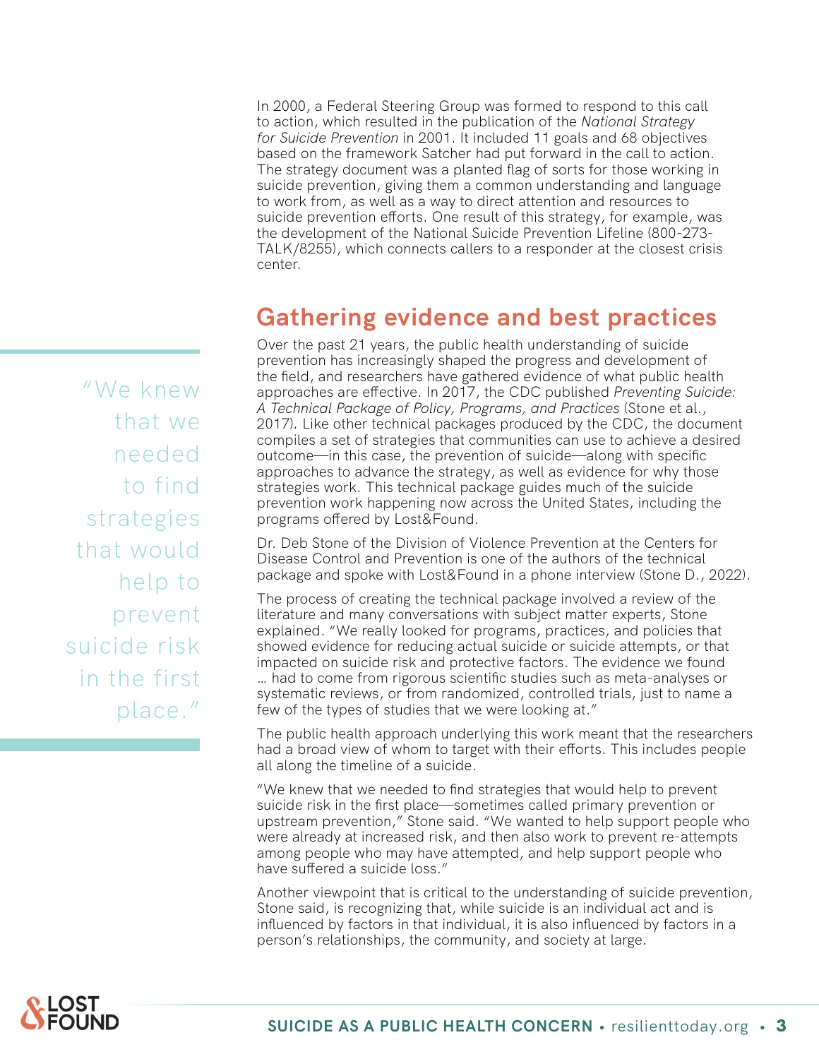In 2000, a Federal Steering Group was formed to respond to this call to action, which resulted in the publication of the *National Strategy for Suicide Prevention* in 2001. It included 11 goals and 68 objectives based on the framework Satcher had put forward in the call to action. The strategy document was a planted flag of sorts for those working in suicide prevention, giving them a common understanding and language to work from, as well as a way to direct attention and resources to suicide prevention efforts. One result of this strategy, for example, was the development of the National Suicide Prevention Lifeline (800-273-TALK/8255), which connects callers to a responder at the closest crisis center.

## Gathering evidence and best practices

Over the past 21 years, the public health understanding of suicide prevention has increasingly shaped the progress and development of the field, and researchers have gathered evidence of what public health approaches are effective. In 2017, the CDC published *Preventing Suicide: A Technical Package of Policy, Programs, and Practices* (Stone et al., 2017). Like other technical packages produced by the CDC, the document compiles a set of strategies that communities can use to achieve a desired outcome—in this case, the prevention of suicide—along with specific approaches to advance the strategy, as well as evidence for why those strategies work. This technical package guides much of the suicide prevention work happening now across the United States, including the programs offered by Lost&Found.

> "We knew that we needed to find strategies that would help to prevent suicide risk in the first place."

Dr. Deb Stone of the Division of Violence Prevention at the Centers for Disease Control and Prevention is one of the authors of the technical package and spoke with Lost&Found in a phone interview (Stone D., 2022).

The process of creating the technical package involved a review of the literature and many conversations with subject matter experts, Stone explained. "We really looked for programs, practices, and policies that showed evidence for reducing actual suicide or suicide attempts, or that impacted on suicide risk and protective factors. The evidence we found … had to come from rigorous scientific studies such as meta-analyses or systematic reviews, or from randomized, controlled trials, just to name a few of the types of studies that we were looking at."

The public health approach underlying this work meant that the researchers had a broad view of whom to target with their efforts. This includes people all along the timeline of a suicide.

"We knew that we needed to find strategies that would help to prevent suicide risk in the first place—sometimes called primary prevention or upstream prevention," Stone said. "We wanted to help support people who were already at increased risk, and then also work to prevent re-attempts among people who may have attempted, and help support people who have suffered a suicide loss."

Another viewpoint that is critical to the understanding of suicide prevention, Stone said, is recognizing that, while suicide is an individual act and is influenced by factors in that individual, it is also influenced by factors in a person's relationships, the community, and society at large.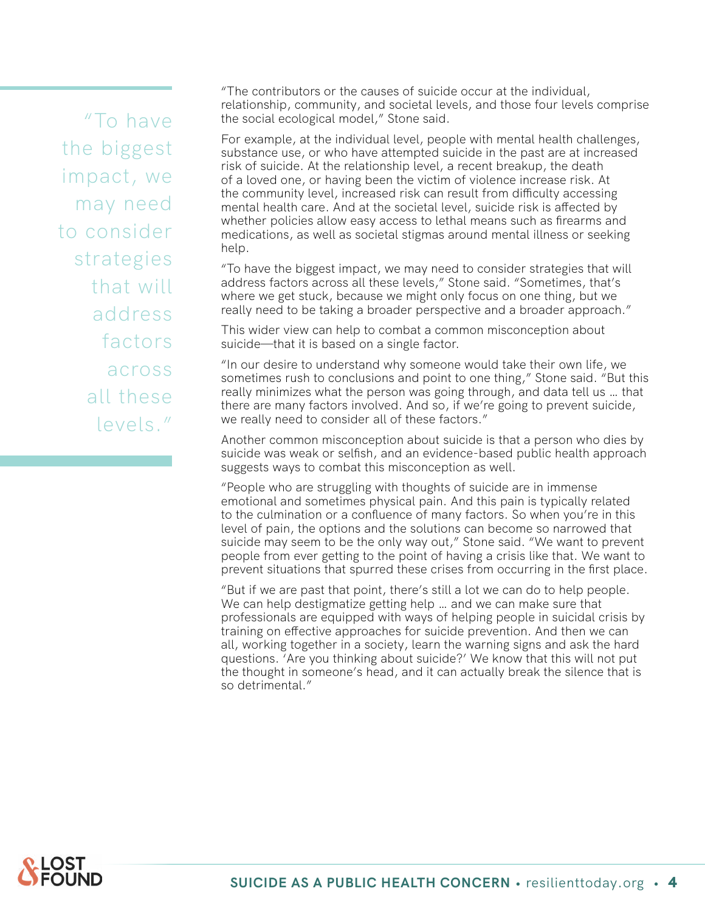> "To have the biggest impact, we may need to consider strategies that will address factors across all these levels."

"The contributors or the causes of suicide occur at the individual, relationship, community, and societal levels, and those four levels comprise the social ecological model," Stone said.

For example, at the individual level, people with mental health challenges, substance use, or who have attempted suicide in the past are at increased risk of suicide. At the relationship level, a recent breakup, the death of a loved one, or having been the victim of violence increase risk. At the community level, increased risk can result from difficulty accessing mental health care. And at the societal level, suicide risk is affected by whether policies allow easy access to lethal means such as firearms and medications, as well as societal stigmas around mental illness or seeking help.

"To have the biggest impact, we may need to consider strategies that will address factors across all these levels," Stone said. "Sometimes, that's where we get stuck, because we might only focus on one thing, but we really need to be taking a broader perspective and a broader approach."

This wider view can help to combat a common misconception about suicide—that it is based on a single factor.

"In our desire to understand why someone would take their own life, we sometimes rush to conclusions and point to one thing," Stone said. "But this really minimizes what the person was going through, and data tell us … that there are many factors involved. And so, if we're going to prevent suicide, we really need to consider all of these factors."

Another common misconception about suicide is that a person who dies by suicide was weak or selfish, and an evidence-based public health approach suggests ways to combat this misconception as well.

"People who are struggling with thoughts of suicide are in immense emotional and sometimes physical pain. And this pain is typically related to the culmination or a confluence of many factors. So when you're in this level of pain, the options and the solutions can become so narrowed that suicide may seem to be the only way out," Stone said. "We want to prevent people from ever getting to the point of having a crisis like that. We want to prevent situations that spurred these crises from occurring in the first place.

"But if we are past that point, there's still a lot we can do to help people. We can help destigmatize getting help … and we can make sure that professionals are equipped with ways of helping people in suicidal crisis by training on effective approaches for suicide prevention. And then we can all, working together in a society, learn the warning signs and ask the hard questions. 'Are you thinking about suicide?' We know that this will not put the thought in someone's head, and it can actually break the silence that is so detrimental."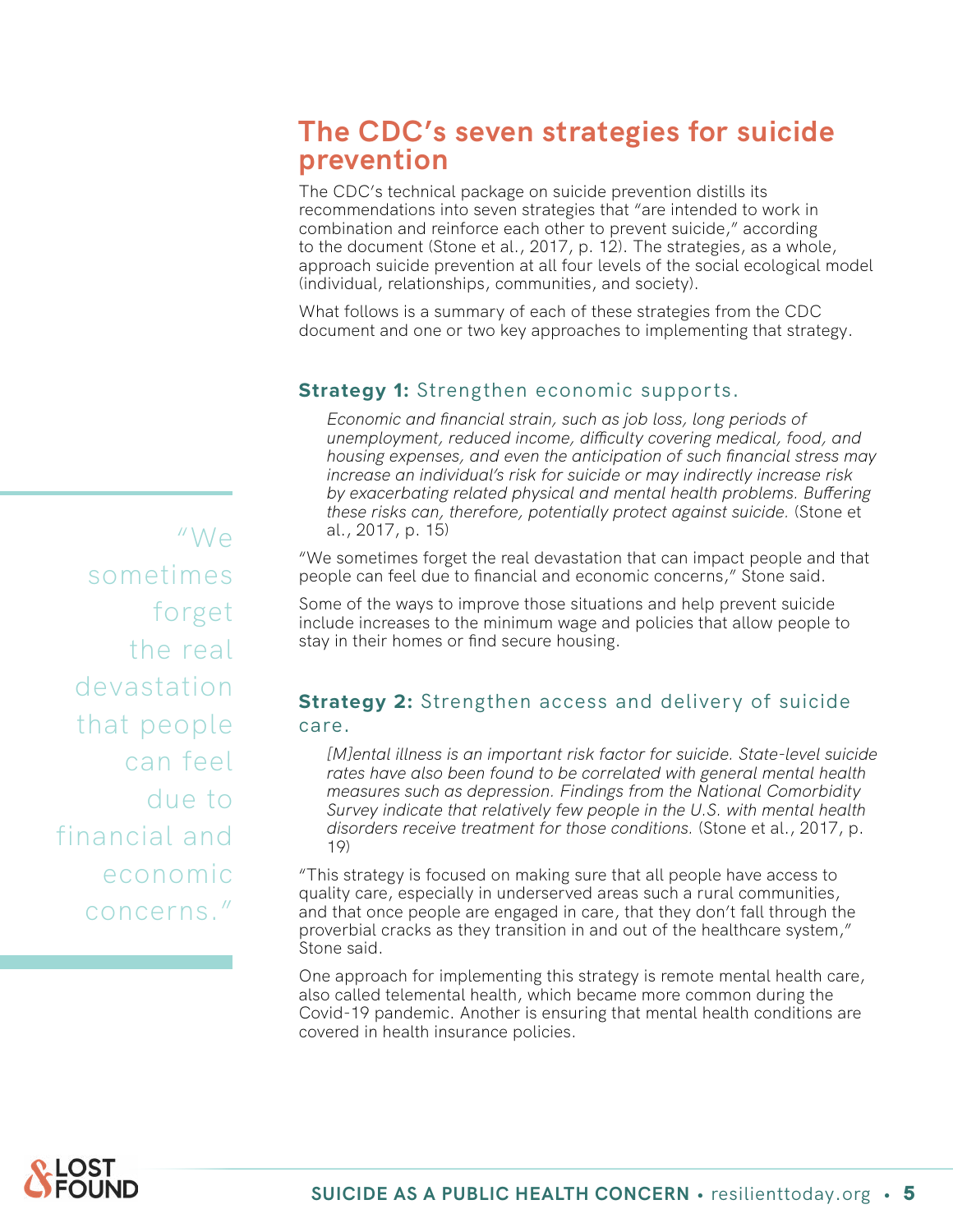## The CDC's seven strategies for suicide prevention

The CDC's technical package on suicide prevention distills its recommendations into seven strategies that "are intended to work in combination and reinforce each other to prevent suicide," according to the document (Stone et al., 2017, p. 12). The strategies, as a whole, approach suicide prevention at all four levels of the social ecological model (individual, relationships, communities, and society).

What follows is a summary of each of these strategies from the CDC document and one or two key approaches to implementing that strategy.

### **Strategy 1:** Strengthen economic supports.

> *Economic and financial strain, such as job loss, long periods of unemployment, reduced income, difficulty covering medical, food, and housing expenses, and even the anticipation of such financial stress may increase an individual's risk for suicide or may indirectly increase risk by exacerbating related physical and mental health problems. Buffering these risks can, therefore, potentially protect against suicide.* (Stone et al., 2017, p. 15)

"We sometimes forget the real devastation that can impact people and that people can feel due to financial and economic concerns," Stone said.

"We sometimes forget the real devastation that people can feel due to financial and economic concerns."

Some of the ways to improve those situations and help prevent suicide include increases to the minimum wage and policies that allow people to stay in their homes or find secure housing.

### **Strategy 2:** Strengthen access and delivery of suicide care.

> *[M]ental illness is an important risk factor for suicide. State-level suicide rates have also been found to be correlated with general mental health measures such as depression. Findings from the National Comorbidity Survey indicate that relatively few people in the U.S. with mental health disorders receive treatment for those conditions.* (Stone et al., 2017, p. 19)

"This strategy is focused on making sure that all people have access to quality care, especially in underserved areas such a rural communities, and that once people are engaged in care, that they don't fall through the proverbial cracks as they transition in and out of the healthcare system," Stone said.

One approach for implementing this strategy is remote mental health care, also called telemental health, which became more common during the Covid-19 pandemic. Another is ensuring that mental health conditions are covered in health insurance policies.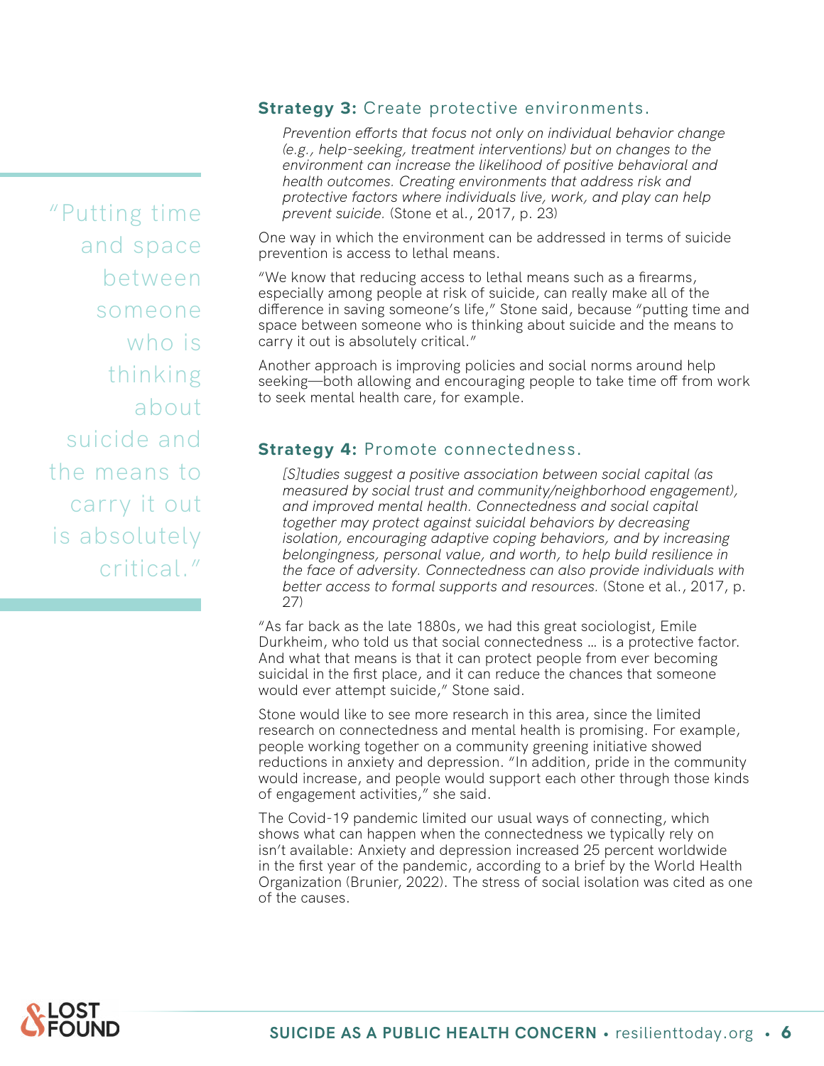"Putting time and space between someone who is thinking about suicide and the means to carry it out is absolutely critical."

### **Strategy 3:** Create protective environments.

> *Prevention efforts that focus not only on individual behavior change (e.g., help-seeking, treatment interventions) but on changes to the environment can increase the likelihood of positive behavioral and health outcomes. Creating environments that address risk and protective factors where individuals live, work, and play can help prevent suicide.* (Stone et al., 2017, p. 23)

One way in which the environment can be addressed in terms of suicide prevention is access to lethal means.

"We know that reducing access to lethal means such as a firearms, especially among people at risk of suicide, can really make all of the difference in saving someone's life," Stone said, because "putting time and space between someone who is thinking about suicide and the means to carry it out is absolutely critical."

Another approach is improving policies and social norms around help seeking—both allowing and encouraging people to take time off from work to seek mental health care, for example.

### **Strategy 4:** Promote connectedness.

> *[S]tudies suggest a positive association between social capital (as measured by social trust and community/neighborhood engagement), and improved mental health. Connectedness and social capital together may protect against suicidal behaviors by decreasing isolation, encouraging adaptive coping behaviors, and by increasing belongingness, personal value, and worth, to help build resilience in the face of adversity. Connectedness can also provide individuals with better access to formal supports and resources.* (Stone et al., 2017, p. 27)

"As far back as the late 1880s, we had this great sociologist, Emile Durkheim, who told us that social connectedness … is a protective factor. And what that means is that it can protect people from ever becoming suicidal in the first place, and it can reduce the chances that someone would ever attempt suicide," Stone said.

Stone would like to see more research in this area, since the limited research on connectedness and mental health is promising. For example, people working together on a community greening initiative showed reductions in anxiety and depression. "In addition, pride in the community would increase, and people would support each other through those kinds of engagement activities," she said.

The Covid-19 pandemic limited our usual ways of connecting, which shows what can happen when the connectedness we typically rely on isn't available: Anxiety and depression increased 25 percent worldwide in the first year of the pandemic, according to a brief by the World Health Organization (Brunier, 2022). The stress of social isolation was cited as one of the causes.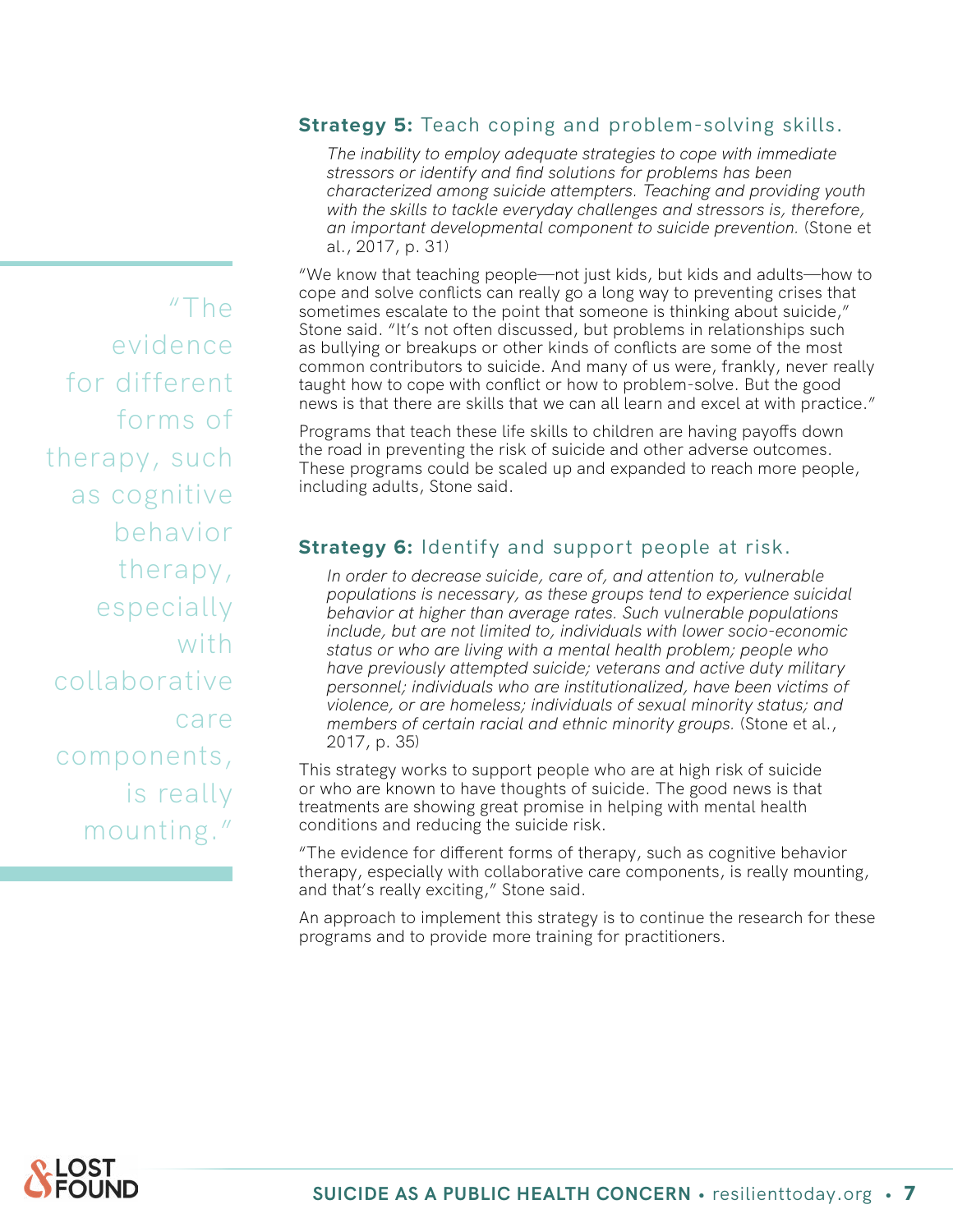### **Strategy 5:** Teach coping and problem-solving skills.

> *The inability to employ adequate strategies to cope with immediate stressors or identify and find solutions for problems has been characterized among suicide attempters. Teaching and providing youth with the skills to tackle everyday challenges and stressors is, therefore, an important developmental component to suicide prevention.* (Stone et al., 2017, p. 31)

"We know that teaching people—not just kids, but kids and adults—how to cope and solve conflicts can really go a long way to preventing crises that sometimes escalate to the point that someone is thinking about suicide," Stone said. "It's not often discussed, but problems in relationships such as bullying or breakups or other kinds of conflicts are some of the most common contributors to suicide. And many of us were, frankly, never really taught how to cope with conflict or how to problem-solve. But the good news is that there are skills that we can all learn and excel at with practice."

Programs that teach these life skills to children are having payoffs down the road in preventing the risk of suicide and other adverse outcomes. These programs could be scaled up and expanded to reach more people, including adults, Stone said.

### **Strategy 6:** Identify and support people at risk.

> *In order to decrease suicide, care of, and attention to, vulnerable populations is necessary, as these groups tend to experience suicidal behavior at higher than average rates. Such vulnerable populations include, but are not limited to, individuals with lower socio-economic status or who are living with a mental health problem; people who have previously attempted suicide; veterans and active duty military personnel; individuals who are institutionalized, have been victims of violence, or are homeless; individuals of sexual minority status; and members of certain racial and ethnic minority groups.* (Stone et al., 2017, p. 35)

This strategy works to support people who are at high risk of suicide or who are known to have thoughts of suicide. The good news is that treatments are showing great promise in helping with mental health conditions and reducing the suicide risk.

"The evidence for different forms of therapy, such as cognitive behavior therapy, especially with collaborative care components, is really mounting, and that's really exciting," Stone said.

An approach to implement this strategy is to continue the research for these programs and to provide more training for practitioners.

> "The evidence for different forms of therapy, such as cognitive behavior therapy, especially with collaborative care components, is really mounting."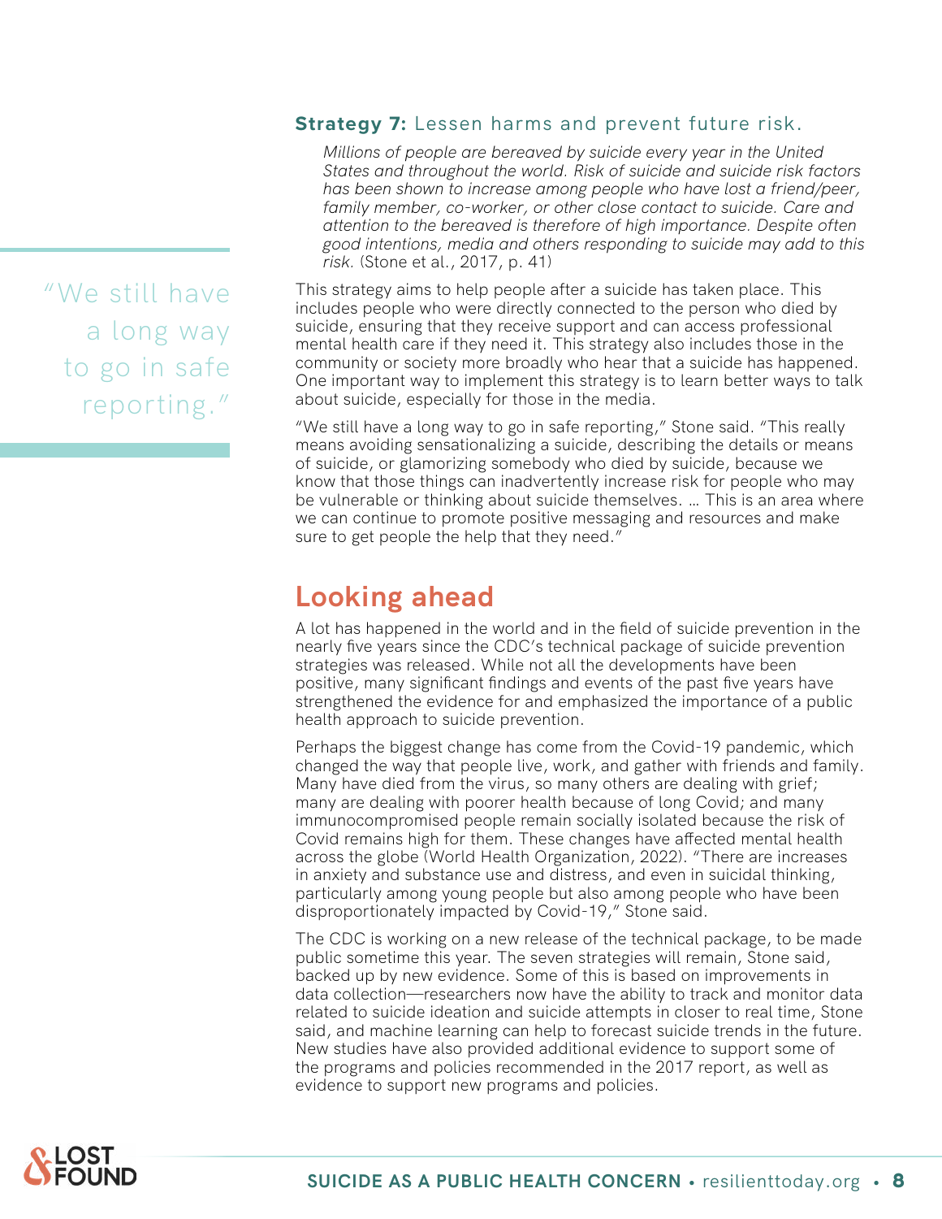**Strategy 7:** Lesson harms and prevent future risk.

> *Millions of people are bereaved by suicide every year in the United States and throughout the world. Risk of suicide and suicide risk factors has been shown to increase among people who have lost a friend/peer, family member, co-worker, or other close contact to suicide. Care and attention to the bereaved is therefore of high importance. Despite often good intentions, media and others responding to suicide may add to this risk.* (Stone et al., 2017, p. 41)

"We still have a long way to go in safe reporting."

This strategy aims to help people after a suicide has taken place. This includes people who were directly connected to the person who died by suicide, ensuring that they receive support and can access professional mental health care if they need it. This strategy also includes those in the community or society more broadly who hear that a suicide has happened. One important way to implement this strategy is to learn better ways to talk about suicide, especially for those in the media.

"We still have a long way to go in safe reporting," Stone said. "This really means avoiding sensationalizing a suicide, describing the details or means of suicide, or glamorizing somebody who died by suicide, because we know that those things can inadvertently increase risk for people who may be vulnerable or thinking about suicide themselves. … This is an area where we can continue to promote positive messaging and resources and make sure to get people the help that they need."

## Looking ahead

A lot has happened in the world and in the field of suicide prevention in the nearly five years since the CDC's technical package of suicide prevention strategies was released. While not all the developments have been positive, many significant findings and events of the past five years have strengthened the evidence for and emphasized the importance of a public health approach to suicide prevention.

Perhaps the biggest change has come from the Covid-19 pandemic, which changed the way that people live, work, and gather with friends and family. Many have died from the virus, so many others are dealing with grief; many are dealing with poorer health because of long Covid; and many immunocompromised people remain socially isolated because the risk of Covid remains high for them. These changes have affected mental health across the globe (World Health Organization, 2022). "There are increases in anxiety and substance use and distress, and even in suicidal thinking, particularly among young people but also among people who have been disproportionately impacted by Covid-19," Stone said.

The CDC is working on a new release of the technical package, to be made public sometime this year. The seven strategies will remain, Stone said, backed up by new evidence. Some of this is based on improvements in data collection—researchers now have the ability to track and monitor data related to suicide ideation and suicide attempts in closer to real time, Stone said, and machine learning can help to forecast suicide trends in the future. New studies have also provided additional evidence to support some of the programs and policies recommended in the 2017 report, as well as evidence to support new programs and policies.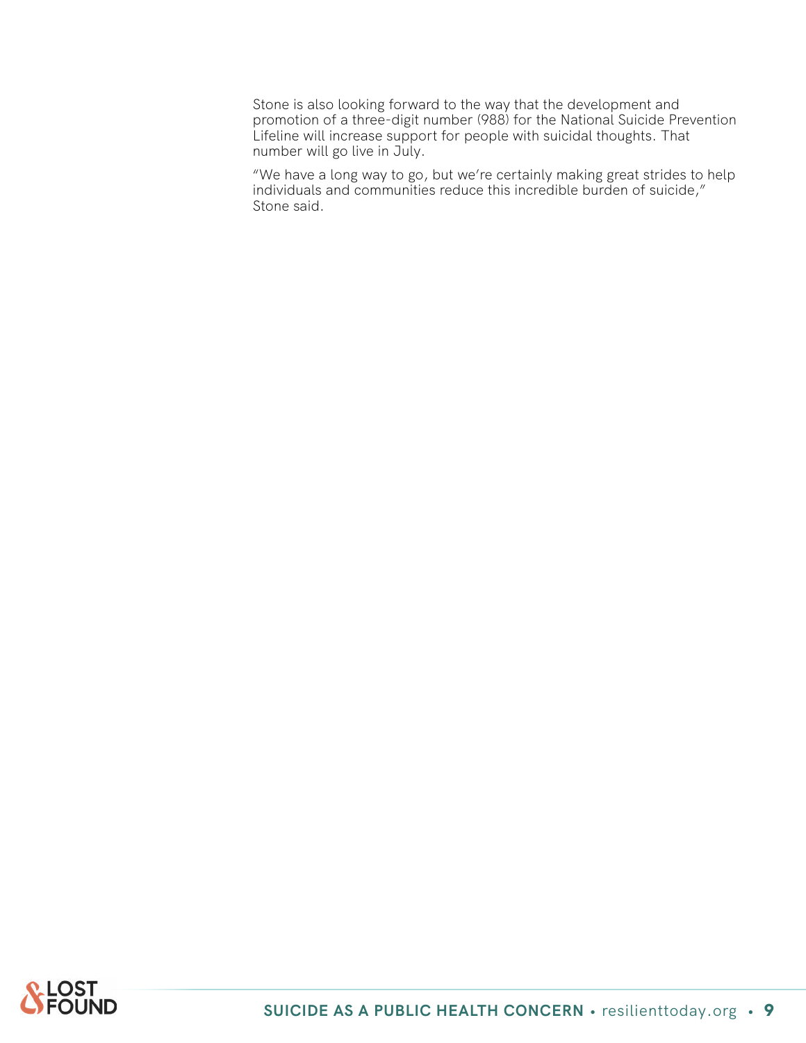Stone is also looking forward to the way that the development and promotion of a three-digit number (988) for the National Suicide Prevention Lifeline will increase support for people with suicidal thoughts. That number will go live in July.

"We have a long way to go, but we're certainly making great strides to help individuals and communities reduce this incredible burden of suicide," Stone said.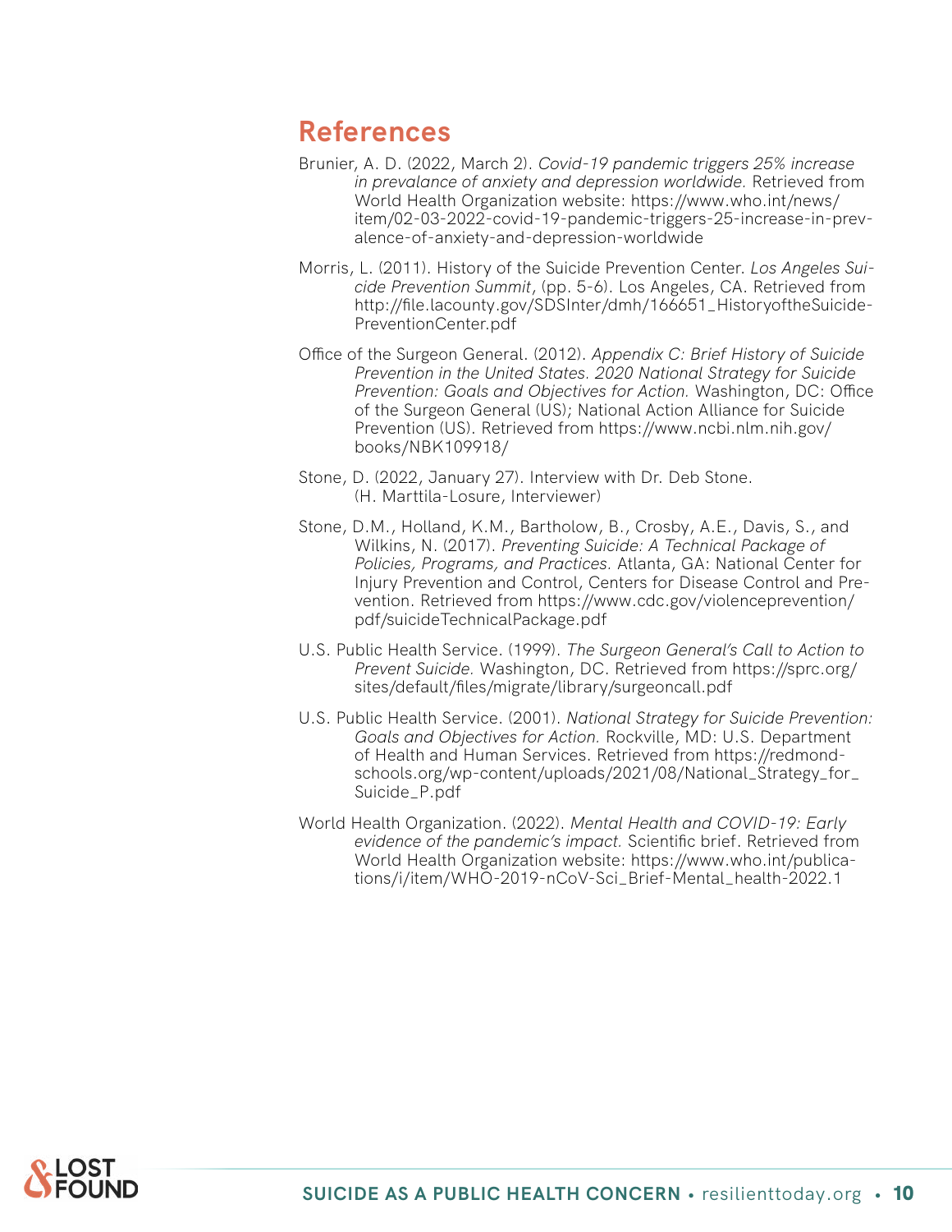## References

Brunier, A. D. (2022, March 2). *Covid-19 pandemic triggers 25% increase in prevalance of anxiety and depression worldwide.* Retrieved from World Health Organization website: https://www.who.int/news/item/02-03-2022-covid-19-pandemic-triggers-25-increase-in-prevalence-of-anxiety-and-depression-worldwide

Morris, L. (2011). History of the Suicide Prevention Center. *Los Angeles Suicide Prevention Summit*, (pp. 5-6). Los Angeles, CA. Retrieved from http://file.lacounty.gov/SDSInter/dmh/166651_HistoryoftheSuicidePreventionCenter.pdf

Office of the Surgeon General. (2012). *Appendix C: Brief History of Suicide Prevention in the United States. 2020 National Strategy for Suicide Prevention: Goals and Objectives for Action.* Washington, DC: Office of the Surgeon General (US); National Action Alliance for Suicide Prevention (US). Retrieved from https://www.ncbi.nlm.nih.gov/books/NBK109918/

Stone, D. (2022, January 27). Interview with Dr. Deb Stone. (H. Marttila-Losure, Interviewer)

Stone, D.M., Holland, K.M., Bartholow, B., Crosby, A.E., Davis, S., and Wilkins, N. (2017). *Preventing Suicide: A Technical Package of Policies, Programs, and Practices.* Atlanta, GA: National Center for Injury Prevention and Control, Centers for Disease Control and Prevention. Retrieved from https://www.cdc.gov/violenceprevention/pdf/suicideTechnicalPackage.pdf

U.S. Public Health Service. (1999). *The Surgeon General's Call to Action to Prevent Suicide.* Washington, DC. Retrieved from https://sprc.org/sites/default/files/migrate/library/surgeoncall.pdf

U.S. Public Health Service. (2001). *National Strategy for Suicide Prevention: Goals and Objectives for Action.* Rockville, MD: U.S. Department of Health and Human Services. Retrieved from https://redmond-schools.org/wp-content/uploads/2021/08/National_Strategy_for_Suicide_P.pdf

World Health Organization. (2022). *Mental Health and COVID-19: Early evidence of the pandemic's impact.* Scientific brief. Retrieved from World Health Organization website: https://www.who.int/publications/i/item/WHO-2019-nCoV-Sci_Brief-Mental_health-2022.1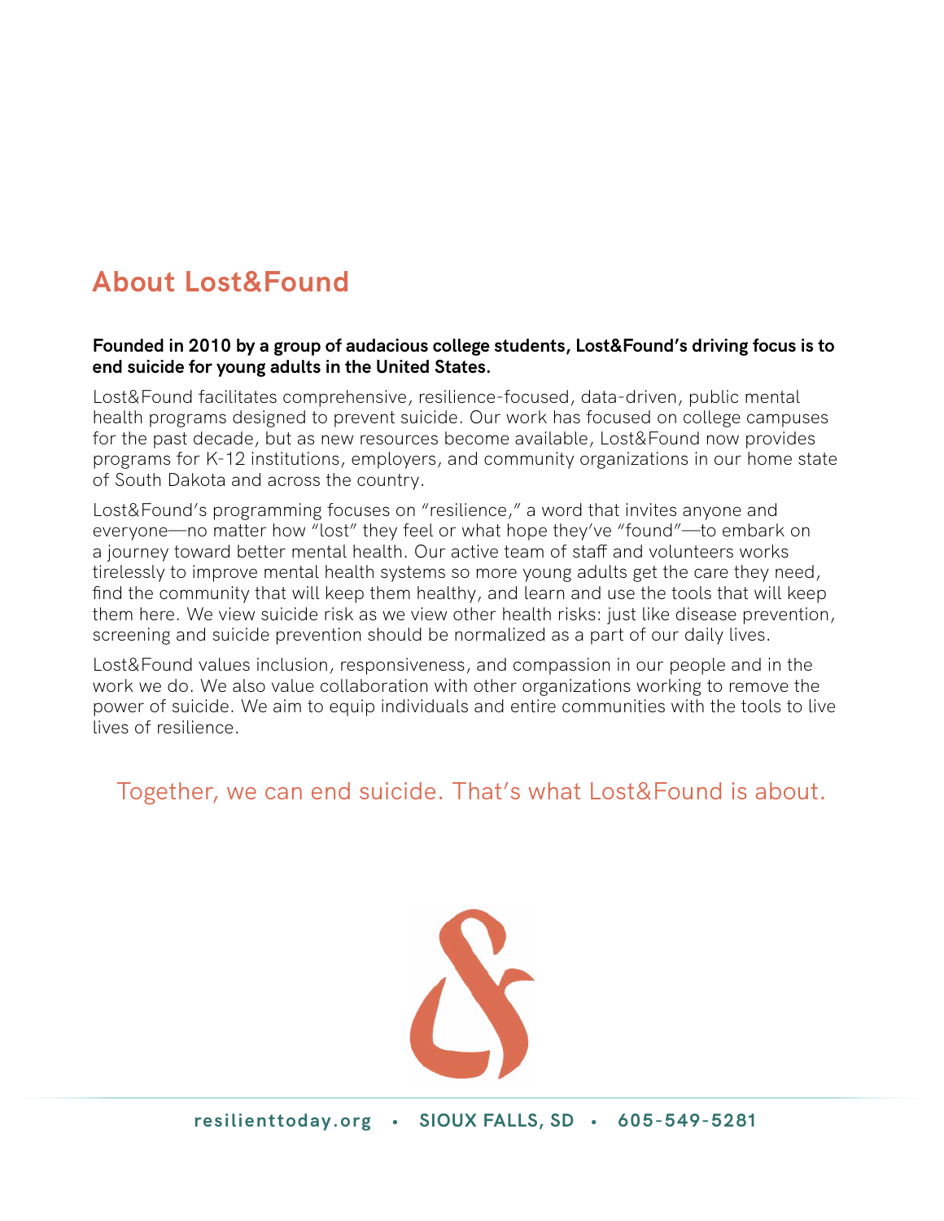## About Lost&Found

**Founded in 2010 by a group of audacious college students, Lost&Found's driving focus is to end suicide for young adults in the United States.**

Lost&Found facilitates comprehensive, resilience-focused, data-driven, public mental health programs designed to prevent suicide. Our work has focused on college campuses for the past decade, but as new resources become available, Lost&Found now provides programs for K-12 institutions, employers, and community organizations in our home state of South Dakota and across the country.

Lost&Found's programming focuses on "resilience," a word that invites anyone and everyone—no matter how "lost" they feel or what hope they've "found"—to embark on a journey toward better mental health. Our active team of staff and volunteers works tirelessly to improve mental health systems so more young adults get the care they need, find the community that will keep them healthy, and learn and use the tools that will keep them here. We view suicide risk as we view other health risks: just like disease prevention, screening and suicide prevention should be normalized as a part of our daily lives.

Lost&Found values inclusion, responsiveness, and compassion in our people and in the work we do. We also value collaboration with other organizations working to remove the power of suicide. We aim to equip individuals and entire communities with the tools to live lives of resilience.

Together, we can end suicide. That's what Lost&Found is about.

resilienttoday.org • SIOUX FALLS, SD • 605-549-5281